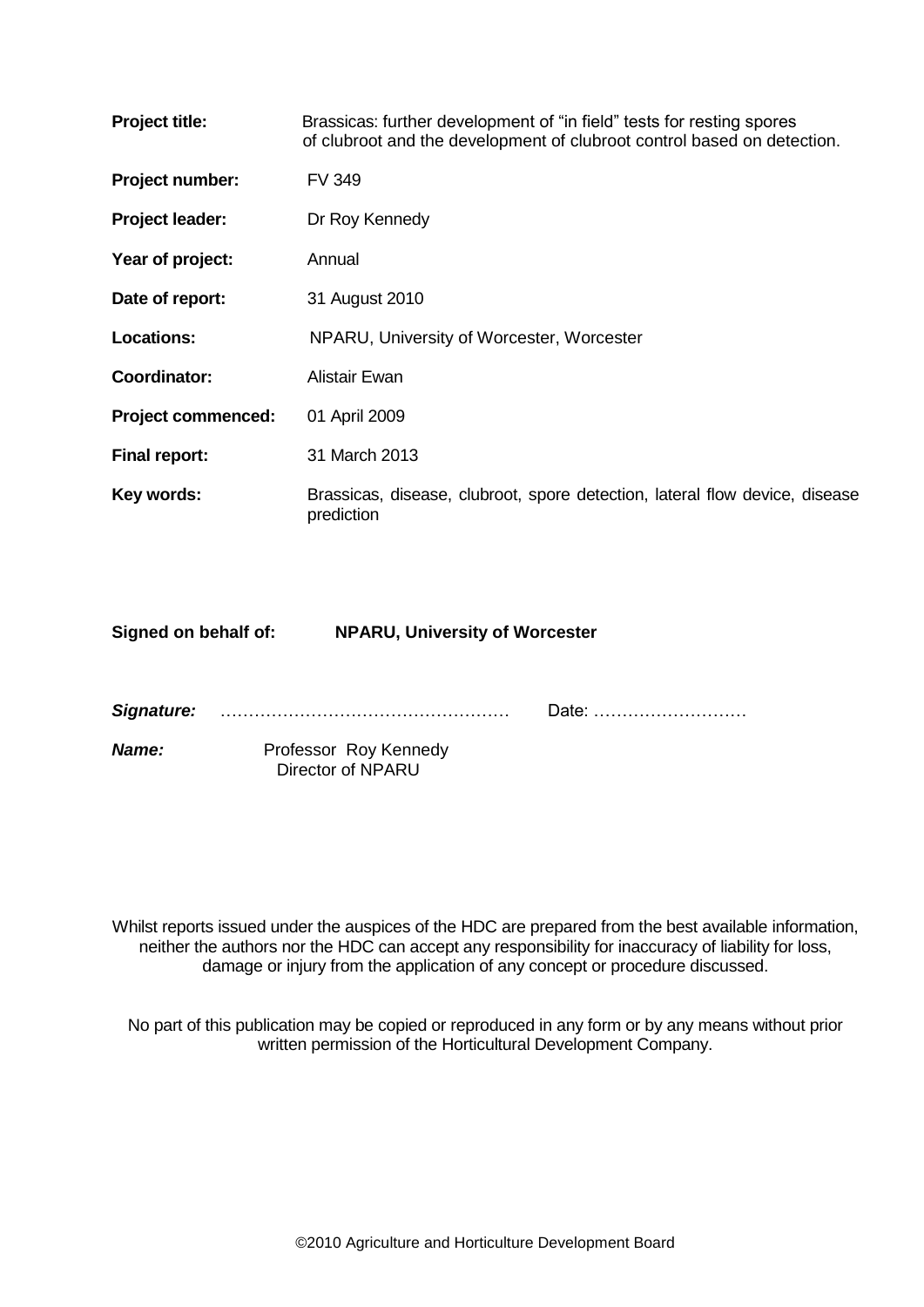| | |
|---|---|
| **Project title:** | Brassicas: further development of "in field" tests for resting spores of clubroot and the development of clubroot control based on detection. |
| **Project number:** | FV 349 |
| **Project leader:** | Dr Roy Kennedy |
| **Year of project:** | Annual |
| **Date of report:** | 31 August 2010 |
| **Locations:** | NPARU, University of Worcester, Worcester |
| **Coordinator:** | Alistair Ewan |
| **Project commenced:** | 01 April 2009 |
| **Final report:** | 31 March 2013 |
| **Key words:** | Brassicas, disease, clubroot, spore detection, lateral flow device, disease prediction |

**Signed on behalf of:** **NPARU, University of Worcester**

***Signature:*** …………………………………………… Date: ………………………

***Name:*** Professor Roy Kennedy
Director of NPARU

Whilst reports issued under the auspices of the HDC are prepared from the best available information, neither the authors nor the HDC can accept any responsibility for inaccuracy of liability for loss, damage or injury from the application of any concept or procedure discussed.

No part of this publication may be copied or reproduced in any form or by any means without prior written permission of the Horticultural Development Company.

©2010 Agriculture and Horticulture Development Board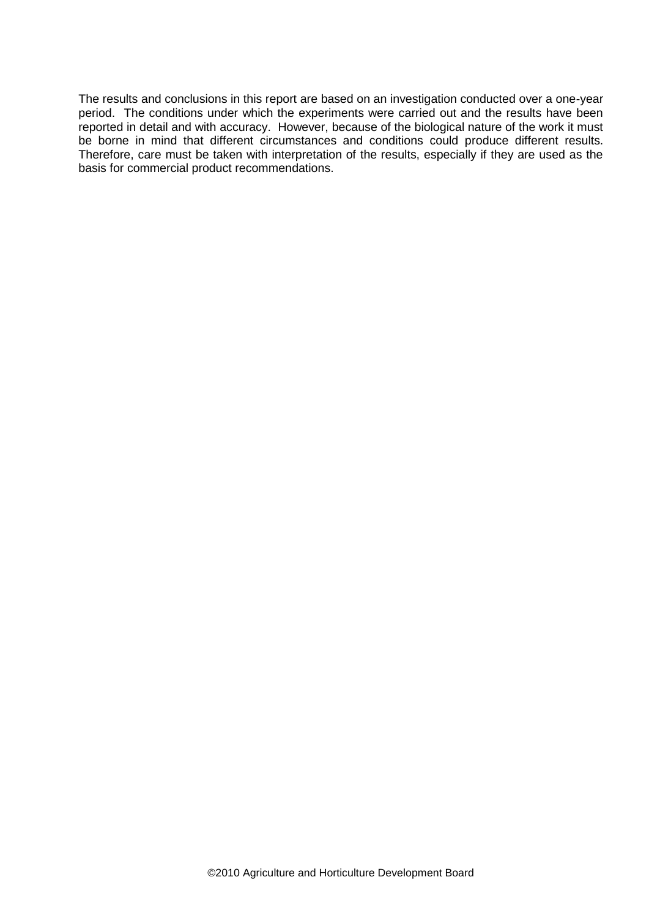The results and conclusions in this report are based on an investigation conducted over a one-year period. The conditions under which the experiments were carried out and the results have been reported in detail and with accuracy. However, because of the biological nature of the work it must be borne in mind that different circumstances and conditions could produce different results. Therefore, care must be taken with interpretation of the results, especially if they are used as the basis for commercial product recommendations.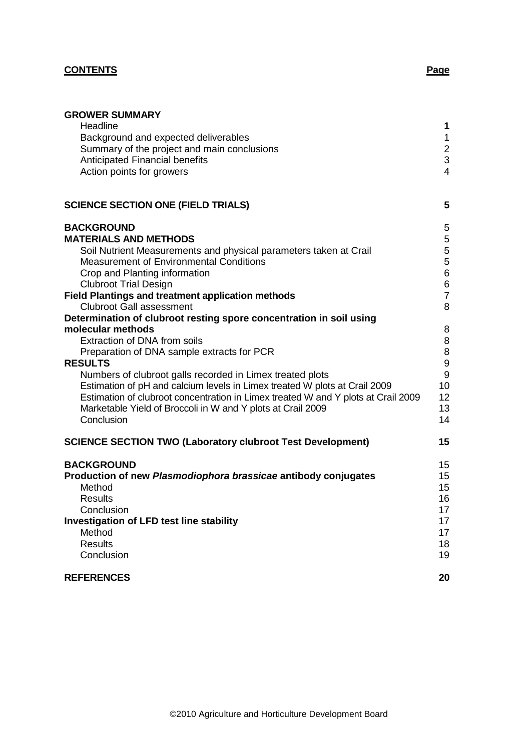**CONTENTS** **Page**

| | |
|---|---|
| **GROWER SUMMARY** | |
| Headline | **1** |
| Background and expected deliverables | 1 |
| Summary of the project and main conclusions | 2 |
| Anticipated Financial benefits | 3 |
| Action points for growers | 4 |
| | |
| **SCIENCE SECTION ONE (FIELD TRIALS)** | **5** |
| | |
| **BACKGROUND** | 5 |
| **MATERIALS AND METHODS** | 5 |
| Soil Nutrient Measurements and physical parameters taken at Crail | 5 |
| Measurement of Environmental Conditions | 5 |
| Crop and Planting information | 6 |
| Clubroot Trial Design | 6 |
| **Field Plantings and treatment application methods** | 7 |
| Clubroot Gall assessment | 8 |
| **Determination of clubroot resting spore concentration in soil using molecular methods** | 8 |
| Extraction of DNA from soils | 8 |
| Preparation of DNA sample extracts for PCR | 8 |
| **RESULTS** | 9 |
| Numbers of clubroot galls recorded in Limex treated plots | 9 |
| Estimation of pH and calcium levels in Limex treated W plots at Crail 2009 | 10 |
| Estimation of clubroot concentration in Limex treated W and Y plots at Crail 2009 | 12 |
| Marketable Yield of Broccoli in W and Y plots at Crail 2009 | 13 |
| Conclusion | 14 |
| | |
| **SCIENCE SECTION TWO (Laboratory clubroot Test Development)** | **15** |
| | |
| **BACKGROUND** | 15 |
| **Production of new *Plasmodiophora brassicae* antibody conjugates** | 15 |
| Method | 15 |
| Results | 16 |
| Conclusion | 17 |
| **Investigation of LFD test line stability** | 17 |
| Method | 17 |
| Results | 18 |
| Conclusion | 19 |
| | |
| **REFERENCES** | **20** |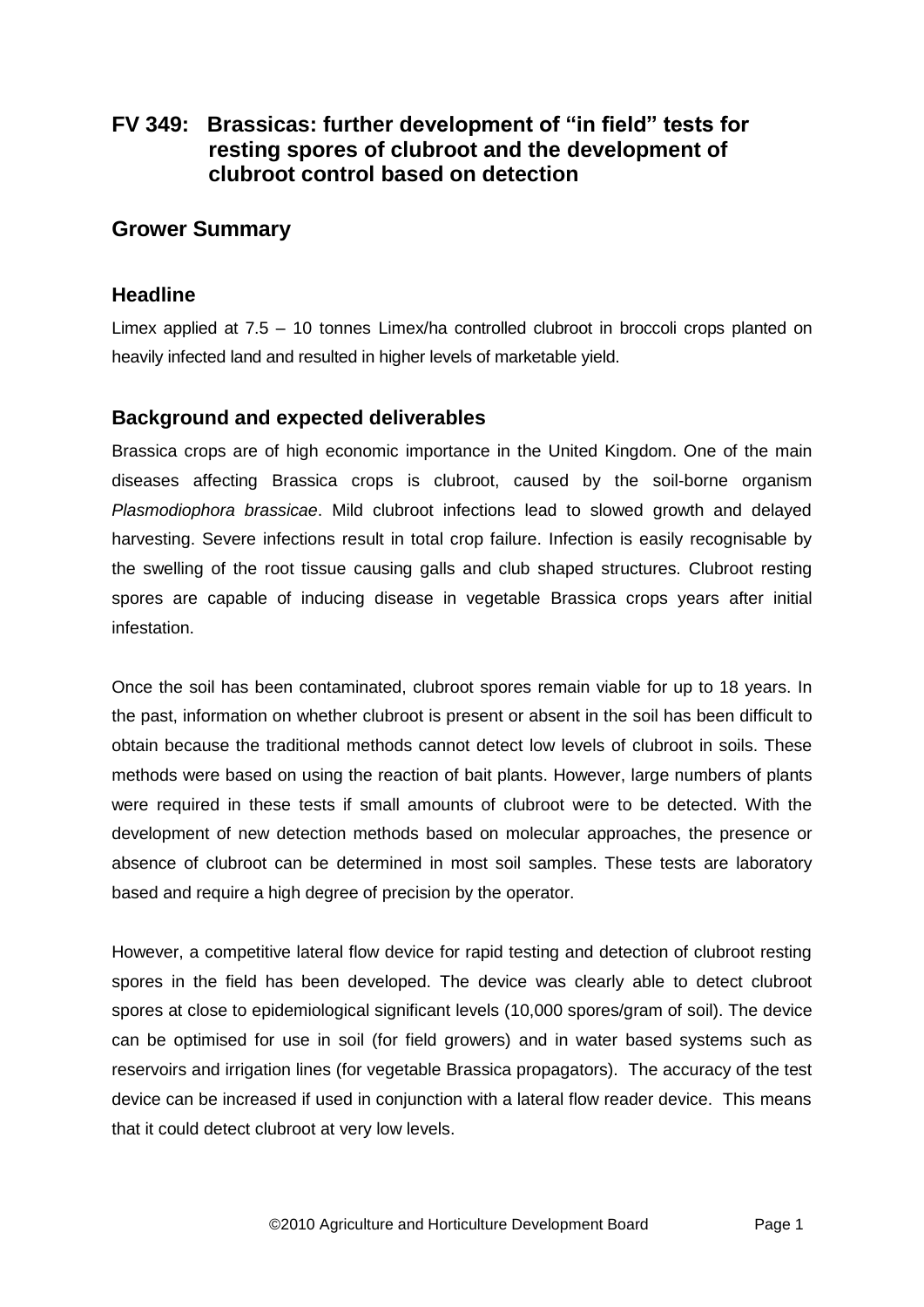# FV 349: Brassicas: further development of "in field" tests for resting spores of clubroot and the development of clubroot control based on detection

## Grower Summary

### Headline

Limex applied at 7.5 – 10 tonnes Limex/ha controlled clubroot in broccoli crops planted on heavily infected land and resulted in higher levels of marketable yield.

### Background and expected deliverables

Brassica crops are of high economic importance in the United Kingdom. One of the main diseases affecting Brassica crops is clubroot, caused by the soil-borne organism *Plasmodiophora brassicae*. Mild clubroot infections lead to slowed growth and delayed harvesting. Severe infections result in total crop failure. Infection is easily recognisable by the swelling of the root tissue causing galls and club shaped structures. Clubroot resting spores are capable of inducing disease in vegetable Brassica crops years after initial infestation.

Once the soil has been contaminated, clubroot spores remain viable for up to 18 years. In the past, information on whether clubroot is present or absent in the soil has been difficult to obtain because the traditional methods cannot detect low levels of clubroot in soils. These methods were based on using the reaction of bait plants. However, large numbers of plants were required in these tests if small amounts of clubroot were to be detected. With the development of new detection methods based on molecular approaches, the presence or absence of clubroot can be determined in most soil samples. These tests are laboratory based and require a high degree of precision by the operator.

However, a competitive lateral flow device for rapid testing and detection of clubroot resting spores in the field has been developed. The device was clearly able to detect clubroot spores at close to epidemiological significant levels (10,000 spores/gram of soil). The device can be optimised for use in soil (for field growers) and in water based systems such as reservoirs and irrigation lines (for vegetable Brassica propagators). The accuracy of the test device can be increased if used in conjunction with a lateral flow reader device. This means that it could detect clubroot at very low levels.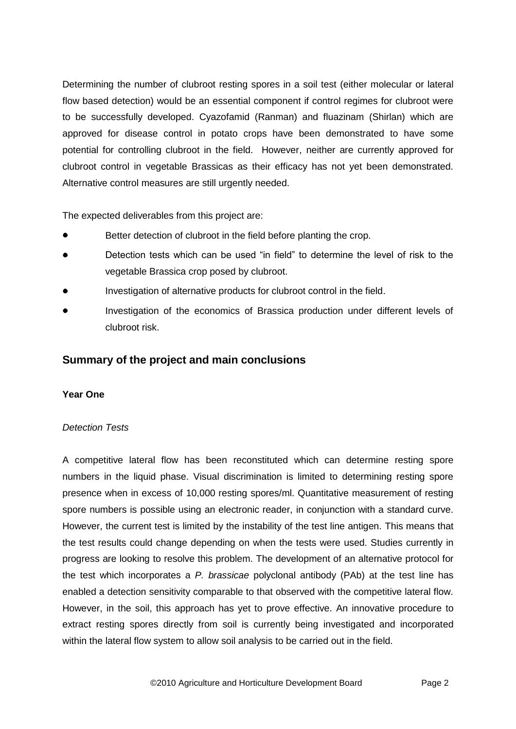Determining the number of clubroot resting spores in a soil test (either molecular or lateral flow based detection) would be an essential component if control regimes for clubroot were to be successfully developed. Cyazofamid (Ranman) and fluazinam (Shirlan) which are approved for disease control in potato crops have been demonstrated to have some potential for controlling clubroot in the field. However, neither are currently approved for clubroot control in vegetable Brassicas as their efficacy has not yet been demonstrated. Alternative control measures are still urgently needed.

The expected deliverables from this project are:

- Better detection of clubroot in the field before planting the crop.
- Detection tests which can be used "in field" to determine the level of risk to the vegetable Brassica crop posed by clubroot.
- Investigation of alternative products for clubroot control in the field.
- Investigation of the economics of Brassica production under different levels of clubroot risk.

## Summary of the project and main conclusions

**Year One**

*Detection Tests*

A competitive lateral flow has been reconstituted which can determine resting spore numbers in the liquid phase. Visual discrimination is limited to determining resting spore presence when in excess of 10,000 resting spores/ml. Quantitative measurement of resting spore numbers is possible using an electronic reader, in conjunction with a standard curve. However, the current test is limited by the instability of the test line antigen. This means that the test results could change depending on when the tests were used. Studies currently in progress are looking to resolve this problem. The development of an alternative protocol for the test which incorporates a *P. brassicae* polyclonal antibody (PAb) at the test line has enabled a detection sensitivity comparable to that observed with the competitive lateral flow. However, in the soil, this approach has yet to prove effective. An innovative procedure to extract resting spores directly from soil is currently being investigated and incorporated within the lateral flow system to allow soil analysis to be carried out in the field.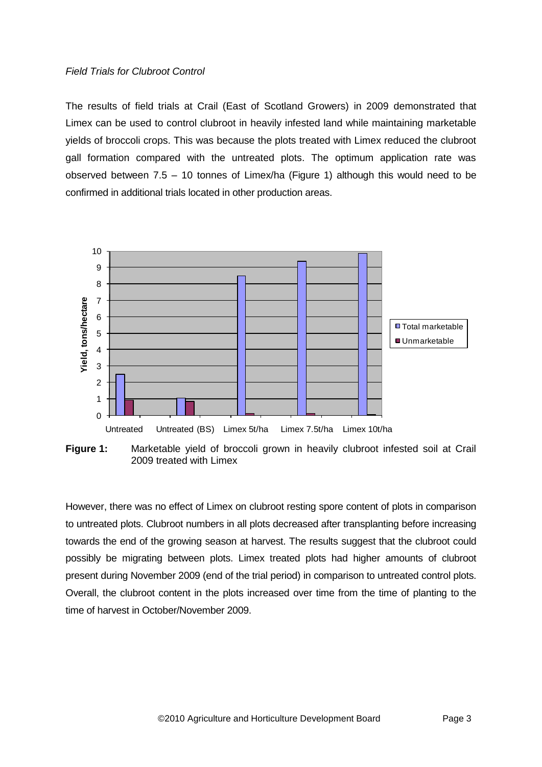*Field Trials for Clubroot Control*

The results of field trials at Crail (East of Scotland Growers) in 2009 demonstrated that Limex can be used to control clubroot in heavily infested land while maintaining marketable yields of broccoli crops. This was because the plots treated with Limex reduced the clubroot gall formation compared with the untreated plots. The optimum application rate was observed between 7.5 – 10 tonnes of Limex/ha (Figure 1) although this would need to be confirmed in additional trials located in other production areas.

**Figure 1:** Marketable yield of broccoli grown in heavily clubroot infested soil at Crail 2009 treated with Limex

However, there was no effect of Limex on clubroot resting spore content of plots in comparison to untreated plots. Clubroot numbers in all plots decreased after transplanting before increasing towards the end of the growing season at harvest. The results suggest that the clubroot could possibly be migrating between plots. Limex treated plots had higher amounts of clubroot present during November 2009 (end of the trial period) in comparison to untreated control plots. Overall, the clubroot content in the plots increased over time from the time of planting to the time of harvest in October/November 2009.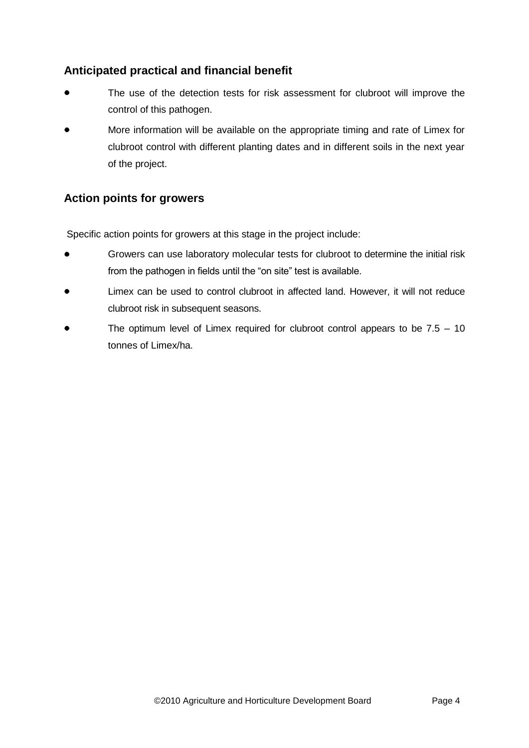## Anticipated practical and financial benefit

- The use of the detection tests for risk assessment for clubroot will improve the control of this pathogen.
- More information will be available on the appropriate timing and rate of Limex for clubroot control with different planting dates and in different soils in the next year of the project.

## Action points for growers

Specific action points for growers at this stage in the project include:

- Growers can use laboratory molecular tests for clubroot to determine the initial risk from the pathogen in fields until the "on site" test is available.
- Limex can be used to control clubroot in affected land. However, it will not reduce clubroot risk in subsequent seasons.
- The optimum level of Limex required for clubroot control appears to be 7.5 – 10 tonnes of Limex/ha.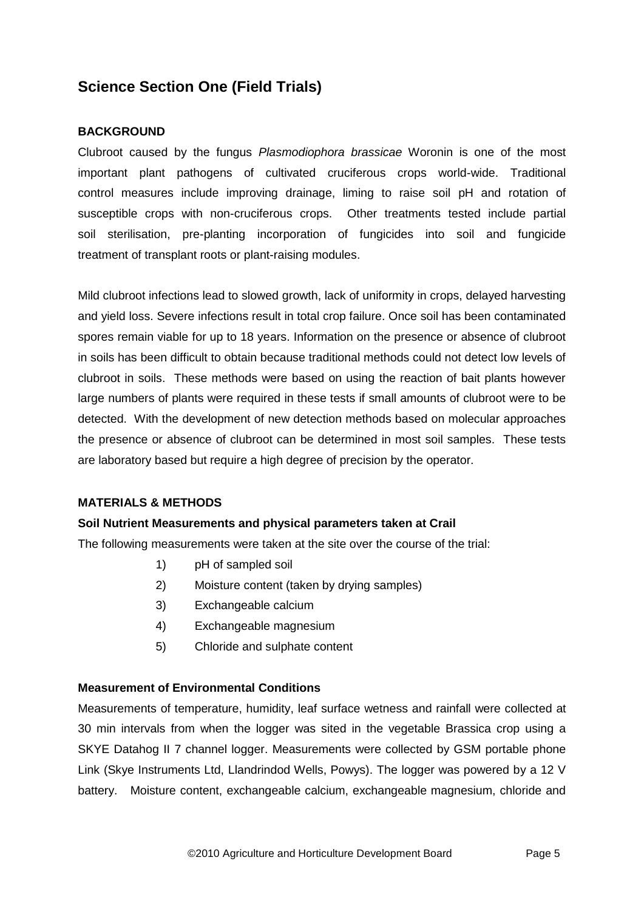## Science Section One (Field Trials)

### BACKGROUND

Clubroot caused by the fungus *Plasmodiophora brassicae* Woronin is one of the most important plant pathogens of cultivated cruciferous crops world-wide. Traditional control measures include improving drainage, liming to raise soil pH and rotation of susceptible crops with non-cruciferous crops. Other treatments tested include partial soil sterilisation, pre-planting incorporation of fungicides into soil and fungicide treatment of transplant roots or plant-raising modules.

Mild clubroot infections lead to slowed growth, lack of uniformity in crops, delayed harvesting and yield loss. Severe infections result in total crop failure. Once soil has been contaminated spores remain viable for up to 18 years. Information on the presence or absence of clubroot in soils has been difficult to obtain because traditional methods could not detect low levels of clubroot in soils. These methods were based on using the reaction of bait plants however large numbers of plants were required in these tests if small amounts of clubroot were to be detected. With the development of new detection methods based on molecular approaches the presence or absence of clubroot can be determined in most soil samples. These tests are laboratory based but require a high degree of precision by the operator.

### MATERIALS & METHODS

#### Soil Nutrient Measurements and physical parameters taken at Crail

The following measurements were taken at the site over the course of the trial:

1) pH of sampled soil
2) Moisture content (taken by drying samples)
3) Exchangeable calcium
4) Exchangeable magnesium
5) Chloride and sulphate content

#### Measurement of Environmental Conditions

Measurements of temperature, humidity, leaf surface wetness and rainfall were collected at 30 min intervals from when the logger was sited in the vegetable Brassica crop using a SKYE Datahog II 7 channel logger. Measurements were collected by GSM portable phone Link (Skye Instruments Ltd, Llandrindod Wells, Powys). The logger was powered by a 12 V battery. Moisture content, exchangeable calcium, exchangeable magnesium, chloride and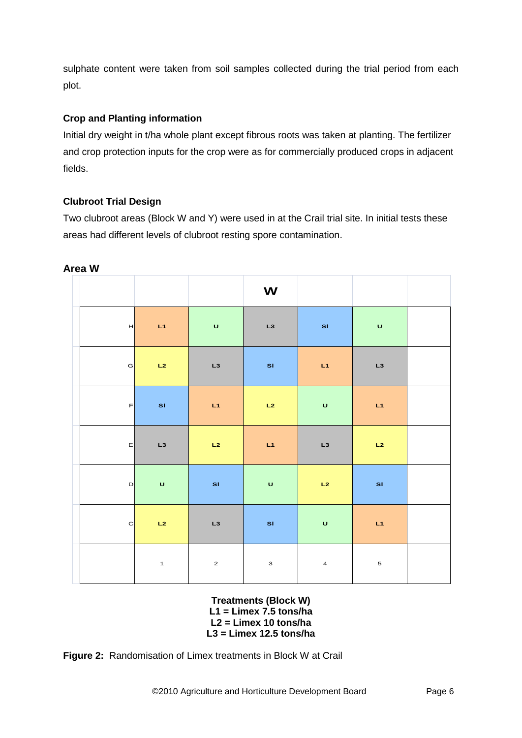sulphate content were taken from soil samples collected during the trial period from each plot.

### Crop and Planting information

Initial dry weight in t/ha whole plant except fibrous roots was taken at planting. The fertilizer and crop protection inputs for the crop were as for commercially produced crops in adjacent fields.

### Clubroot Trial Design

Two clubroot areas (Block W and Y) were used in at the Crail trial site. In initial tests these areas had different levels of clubroot resting spore contamination.

**Area W**

| | | | W | | |
|---|---|---|---|---|---|
| H | L1 | U | L3 | SI | U |
| G | L2 | L3 | SI | L1 | L3 |
| F | SI | L1 | L2 | U | L1 |
| E | L3 | L2 | L1 | L3 | L2 |
| D | U | SI | U | L2 | SI |
| C | L2 | L3 | SI | U | L1 |
| | 1 | 2 | 3 | 4 | 5 |

**Treatments (Block W)**
**L1 = Limex 7.5 tons/ha**
**L2 = Limex 10 tons/ha**
**L3 = Limex 12.5 tons/ha**

**Figure 2:** Randomisation of Limex treatments in Block W at Crail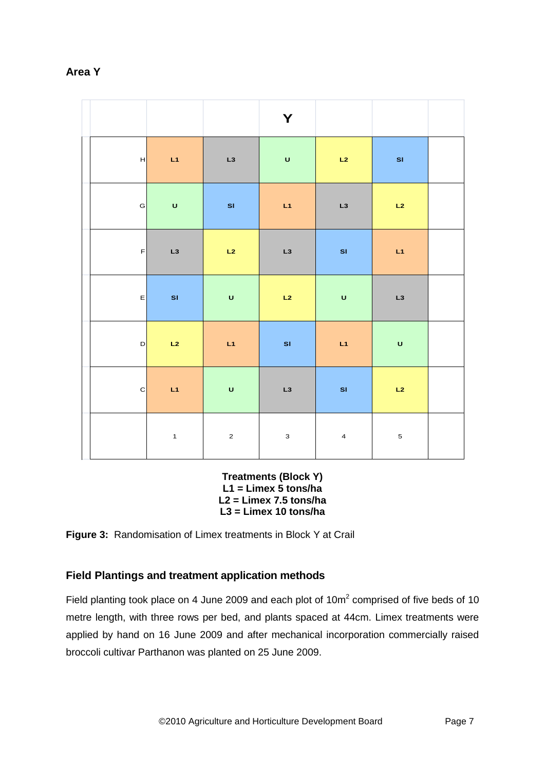### Area Y

| | | | Y | | | |
|---|---|---|---|---|---|---|
| H | L1 | L3 | U | L2 | SI | |
| G | U | SI | L1 | L3 | L2 | |
| F | L3 | L2 | L3 | SI | L1 | |
| E | SI | U | L2 | U | L3 | |
| D | L2 | L1 | SI | L1 | U | |
| C | L1 | U | L3 | SI | L2 | |
| | 1 | 2 | 3 | 4 | 5 | |

**Treatments (Block Y)**
**L1 = Limex 5 tons/ha**
**L2 = Limex 7.5 tons/ha**
**L3 = Limex 10 tons/ha**

**Figure 3:** Randomisation of Limex treatments in Block Y at Crail

### Field Plantings and treatment application methods

Field planting took place on 4 June 2009 and each plot of 10m$^2$ comprised of five beds of 10 metre length, with three rows per bed, and plants spaced at 44cm. Limex treatments were applied by hand on 16 June 2009 and after mechanical incorporation commercially raised broccoli cultivar Parthanon was planted on 25 June 2009.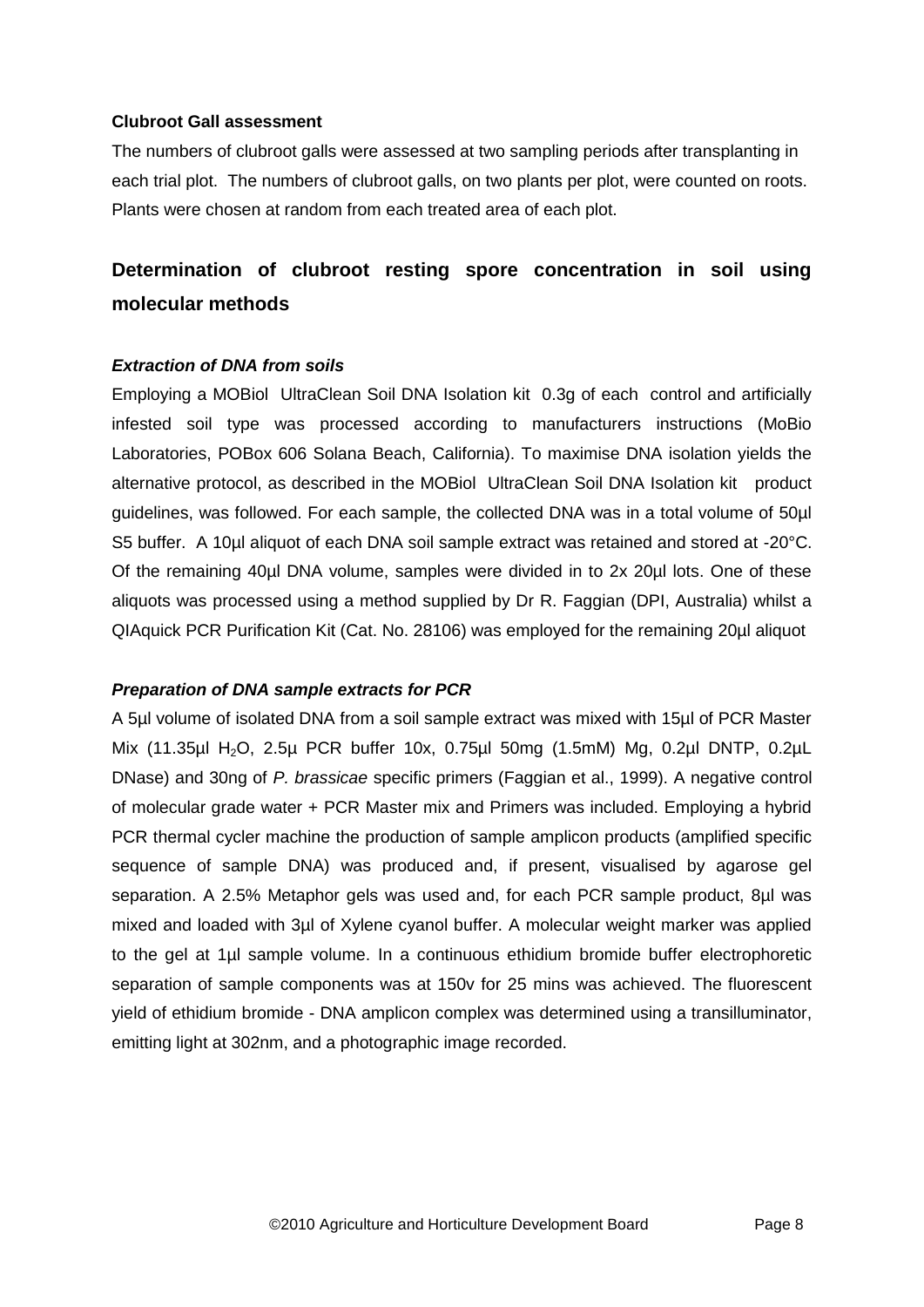**Clubroot Gall assessment**

The numbers of clubroot galls were assessed at two sampling periods after transplanting in each trial plot. The numbers of clubroot galls, on two plants per plot, were counted on roots. Plants were chosen at random from each treated area of each plot.

## Determination of clubroot resting spore concentration in soil using molecular methods

***Extraction of DNA from soils***

Employing a MOBiol UltraClean Soil DNA Isolation kit 0.3g of each control and artificially infested soil type was processed according to manufacturers instructions (MoBio Laboratories, POBox 606 Solana Beach, California). To maximise DNA isolation yields the alternative protocol, as described in the MOBiol UltraClean Soil DNA Isolation kit product guidelines, was followed. For each sample, the collected DNA was in a total volume of 50µl S5 buffer. A 10µl aliquot of each DNA soil sample extract was retained and stored at -20°C. Of the remaining 40µl DNA volume, samples were divided in to 2x 20µl lots. One of these aliquots was processed using a method supplied by Dr R. Faggian (DPI, Australia) whilst a QIAquick PCR Purification Kit (Cat. No. 28106) was employed for the remaining 20µl aliquot

***Preparation of DNA sample extracts for PCR***

A 5µl volume of isolated DNA from a soil sample extract was mixed with 15µl of PCR Master Mix (11.35µl $H_2O$, 2.5µ PCR buffer 10x, 0.75µl 50mg (1.5mM) Mg, 0.2µl DNTP, 0.2µL DNase) and 30ng of *P. brassicae* specific primers (Faggian et al., 1999). A negative control of molecular grade water + PCR Master mix and Primers was included. Employing a hybrid PCR thermal cycler machine the production of sample amplicon products (amplified specific sequence of sample DNA) was produced and, if present, visualised by agarose gel separation. A 2.5% Metaphor gels was used and, for each PCR sample product, 8µl was mixed and loaded with 3µl of Xylene cyanol buffer. A molecular weight marker was applied to the gel at 1µl sample volume. In a continuous ethidium bromide buffer electrophoretic separation of sample components was at 150v for 25 mins was achieved. The fluorescent yield of ethidium bromide - DNA amplicon complex was determined using a transilluminator, emitting light at 302nm, and a photographic image recorded.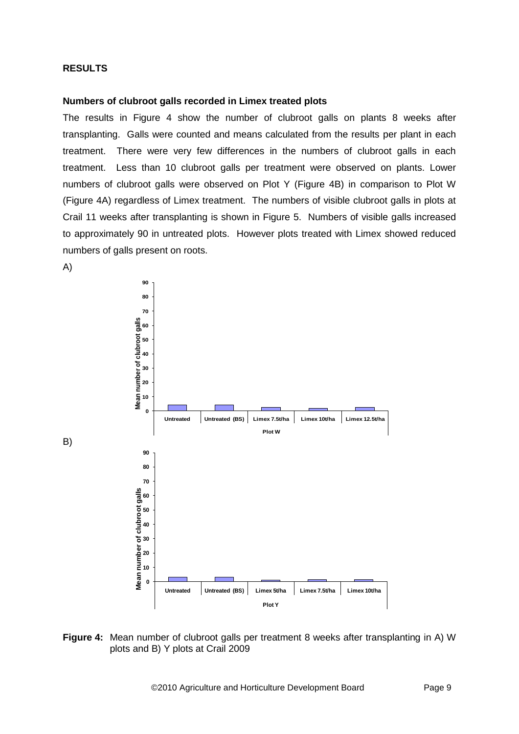**RESULTS**

**Numbers of clubroot galls recorded in Limex treated plots**

The results in Figure 4 show the number of clubroot galls on plants 8 weeks after transplanting. Galls were counted and means calculated from the results per plant in each treatment. There were very few differences in the numbers of clubroot galls in each treatment. Less than 10 clubroot galls per treatment were observed on plants. Lower numbers of clubroot galls were observed on Plot Y (Figure 4B) in comparison to Plot W (Figure 4A) regardless of Limex treatment. The numbers of visible clubroot galls in plots at Crail 11 weeks after transplanting is shown in Figure 5. Numbers of visible galls increased to approximately 90 in untreated plots. However plots treated with Limex showed reduced numbers of galls present on roots.

A)

B)

**Figure 4:** Mean number of clubroot galls per treatment 8 weeks after transplanting in A) W plots and B) Y plots at Crail 2009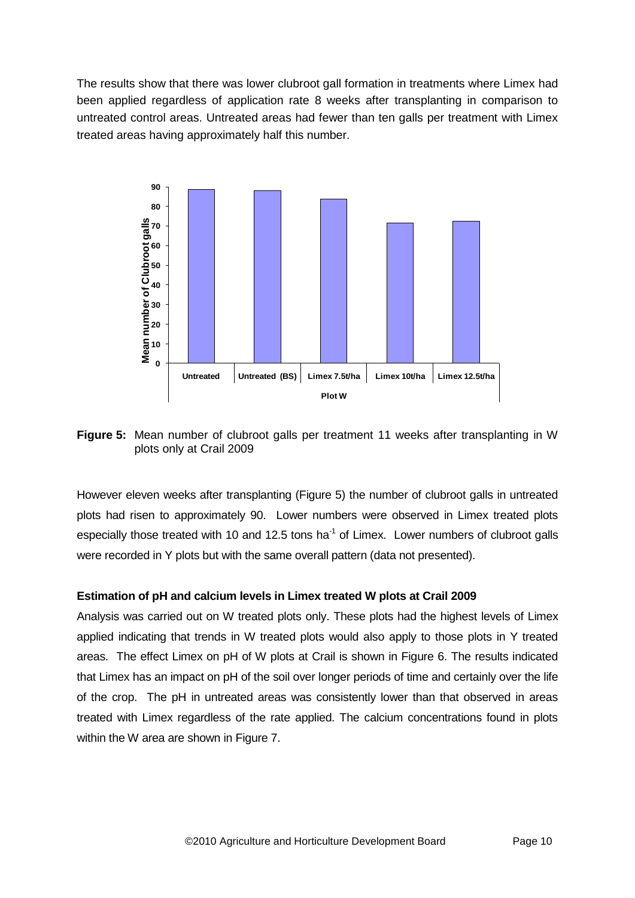The results show that there was lower clubroot gall formation in treatments where Limex had been applied regardless of application rate 8 weeks after transplanting in comparison to untreated control areas. Untreated areas had fewer than ten galls per treatment with Limex treated areas having approximately half this number.

**Figure 5:** Mean number of clubroot galls per treatment 11 weeks after transplanting in W plots only at Crail 2009

However eleven weeks after transplanting (Figure 5) the number of clubroot galls in untreated plots had risen to approximately 90. Lower numbers were observed in Limex treated plots especially those treated with 10 and 12.5 tons ha$^{-1}$ of Limex. Lower numbers of clubroot galls were recorded in Y plots but with the same overall pattern (data not presented).

**Estimation of pH and calcium levels in Limex treated W plots at Crail 2009**

Analysis was carried out on W treated plots only. These plots had the highest levels of Limex applied indicating that trends in W treated plots would also apply to those plots in Y treated areas. The effect Limex on pH of W plots at Crail is shown in Figure 6. The results indicated that Limex has an impact on pH of the soil over longer periods of time and certainly over the life of the crop. The pH in untreated areas was consistently lower than that observed in areas treated with Limex regardless of the rate applied. The calcium concentrations found in plots within the W area are shown in Figure 7.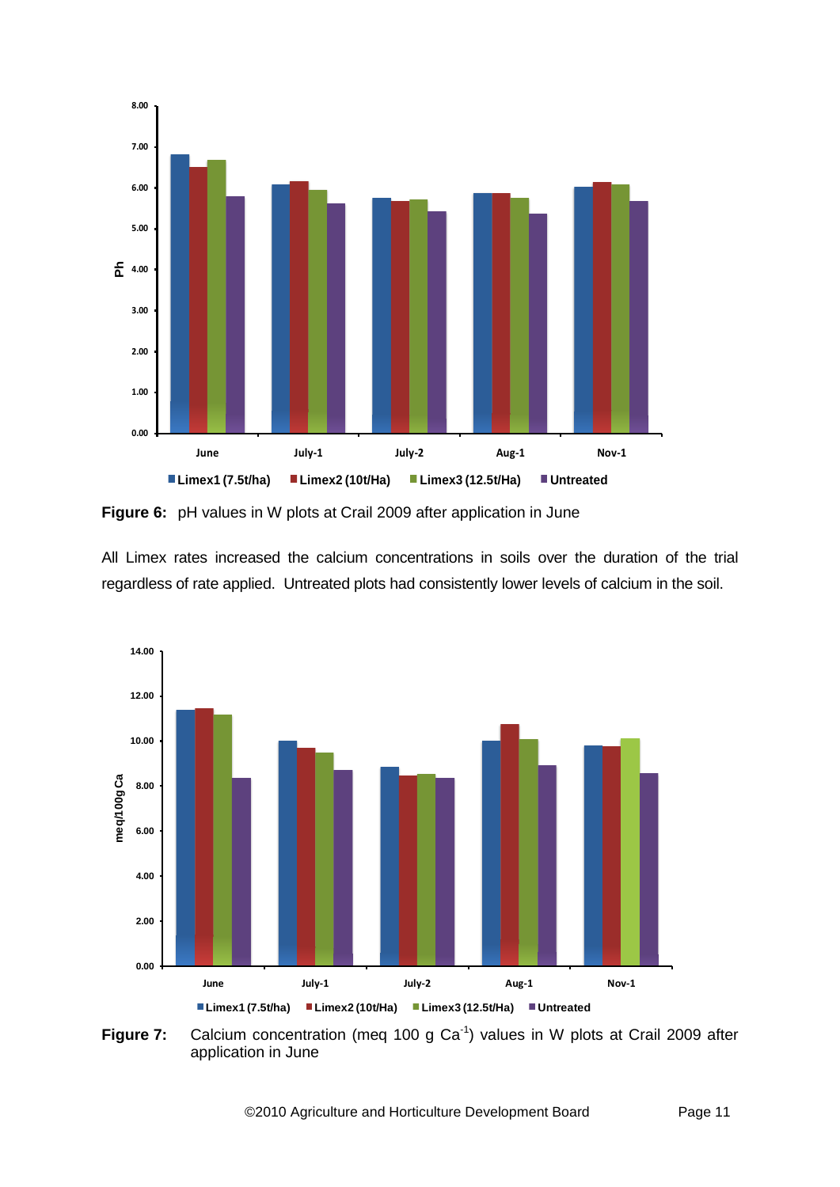**Figure 6:** pH values in W plots at Crail 2009 after application in June

All Limex rates increased the calcium concentrations in soils over the duration of the trial regardless of rate applied. Untreated plots had consistently lower levels of calcium in the soil.

**Figure 7:** Calcium concentration (meq 100 g $Ca^{-1}$) values in W plots at Crail 2009 after application in June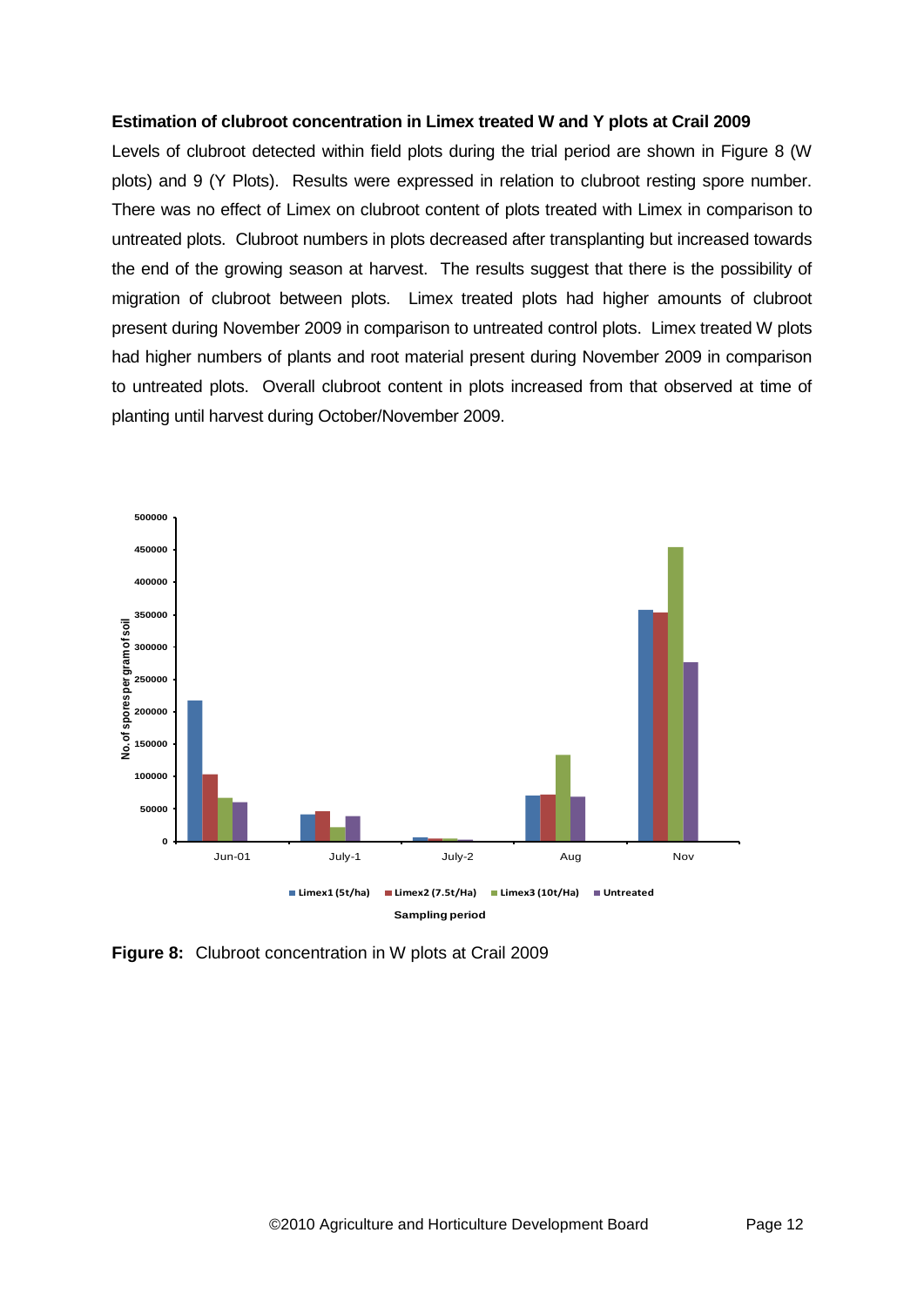**Estimation of clubroot concentration in Limex treated W and Y plots at Crail 2009**

Levels of clubroot detected within field plots during the trial period are shown in Figure 8 (W plots) and 9 (Y Plots). Results were expressed in relation to clubroot resting spore number. There was no effect of Limex on clubroot content of plots treated with Limex in comparison to untreated plots. Clubroot numbers in plots decreased after transplanting but increased towards the end of the growing season at harvest. The results suggest that there is the possibility of migration of clubroot between plots. Limex treated plots had higher amounts of clubroot present during November 2009 in comparison to untreated control plots. Limex treated W plots had higher numbers of plants and root material present during November 2009 in comparison to untreated plots. Overall clubroot content in plots increased from that observed at time of planting until harvest during October/November 2009.

**Figure 8:** Clubroot concentration in W plots at Crail 2009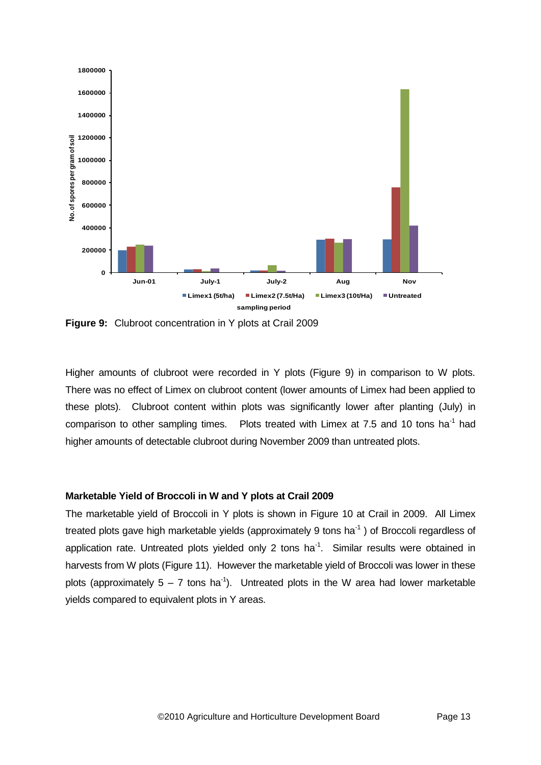**Figure 9:** Clubroot concentration in Y plots at Crail 2009

Higher amounts of clubroot were recorded in Y plots (Figure 9) in comparison to W plots. There was no effect of Limex on clubroot content (lower amounts of Limex had been applied to these plots). Clubroot content within plots was significantly lower after planting (July) in comparison to other sampling times. Plots treated with Limex at 7.5 and 10 tons ha$^{-1}$ had higher amounts of detectable clubroot during November 2009 than untreated plots.

### Marketable Yield of Broccoli in W and Y plots at Crail 2009

The marketable yield of Broccoli in Y plots is shown in Figure 10 at Crail in 2009. All Limex treated plots gave high marketable yields (approximately 9 tons ha$^{-1}$ ) of Broccoli regardless of application rate. Untreated plots yielded only 2 tons ha$^{-1}$. Similar results were obtained in harvests from W plots (Figure 11). However the marketable yield of Broccoli was lower in these plots (approximately 5 – 7 tons ha$^{-1}$). Untreated plots in the W area had lower marketable yields compared to equivalent plots in Y areas.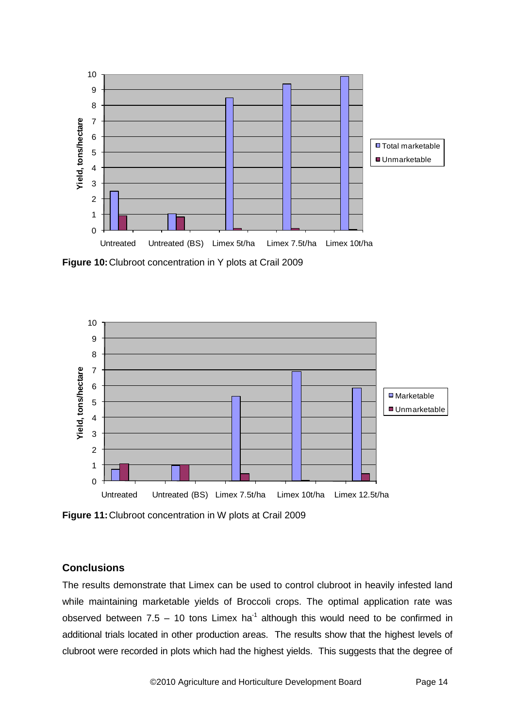**Figure 10:** Clubroot concentration in Y plots at Crail 2009

**Figure 11:** Clubroot concentration in W plots at Crail 2009

## Conclusions

The results demonstrate that Limex can be used to control clubroot in heavily infested land while maintaining marketable yields of Broccoli crops. The optimal application rate was observed between 7.5 – 10 tons Limex $ha^{-1}$ although this would need to be confirmed in additional trials located in other production areas. The results show that the highest levels of clubroot were recorded in plots which had the highest yields. This suggests that the degree of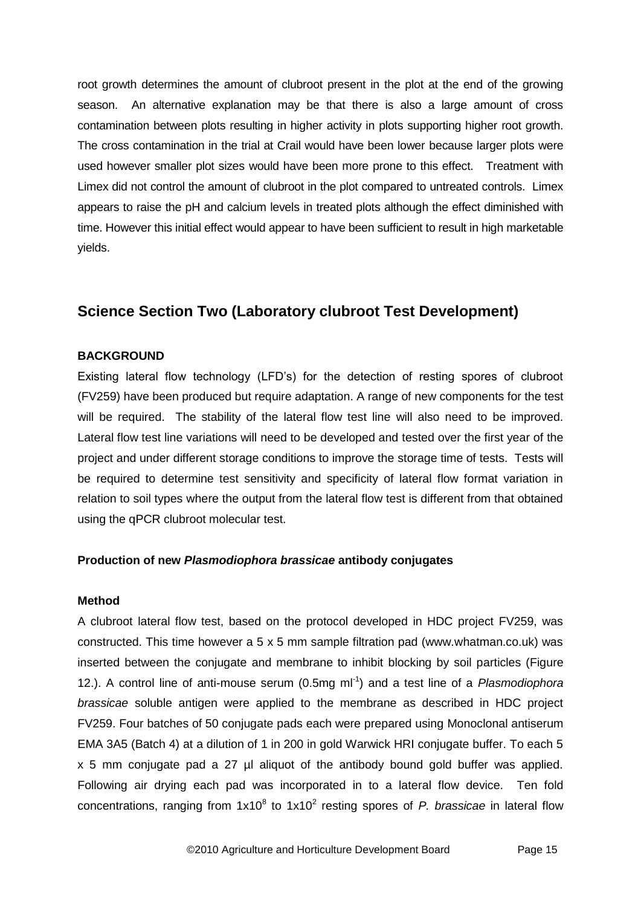root growth determines the amount of clubroot present in the plot at the end of the growing season. An alternative explanation may be that there is also a large amount of cross contamination between plots resulting in higher activity in plots supporting higher root growth. The cross contamination in the trial at Crail would have been lower because larger plots were used however smaller plot sizes would have been more prone to this effect. Treatment with Limex did not control the amount of clubroot in the plot compared to untreated controls. Limex appears to raise the pH and calcium levels in treated plots although the effect diminished with time. However this initial effect would appear to have been sufficient to result in high marketable yields.

## Science Section Two (Laboratory clubroot Test Development)

**BACKGROUND**

Existing lateral flow technology (LFD's) for the detection of resting spores of clubroot (FV259) have been produced but require adaptation. A range of new components for the test will be required. The stability of the lateral flow test line will also need to be improved. Lateral flow test line variations will need to be developed and tested over the first year of the project and under different storage conditions to improve the storage time of tests. Tests will be required to determine test sensitivity and specificity of lateral flow format variation in relation to soil types where the output from the lateral flow test is different from that obtained using the qPCR clubroot molecular test.

**Production of new *Plasmodiophora brassicae* antibody conjugates**

**Method**

A clubroot lateral flow test, based on the protocol developed in HDC project FV259, was constructed. This time however a 5 x 5 mm sample filtration pad (www.whatman.co.uk) was inserted between the conjugate and membrane to inhibit blocking by soil particles (Figure 12.). A control line of anti-mouse serum (0.5mg $ml^{-1}$) and a test line of a *Plasmodiophora brassicae* soluble antigen were applied to the membrane as described in HDC project FV259. Four batches of 50 conjugate pads each were prepared using Monoclonal antiserum EMA 3A5 (Batch 4) at a dilution of 1 in 200 in gold Warwick HRI conjugate buffer. To each 5 x 5 mm conjugate pad a 27 µl aliquot of the antibody bound gold buffer was applied. Following air drying each pad was incorporated in to a lateral flow device. Ten fold concentrations, ranging from $1x10^8$ to $1x10^2$ resting spores of *P. brassicae* in lateral flow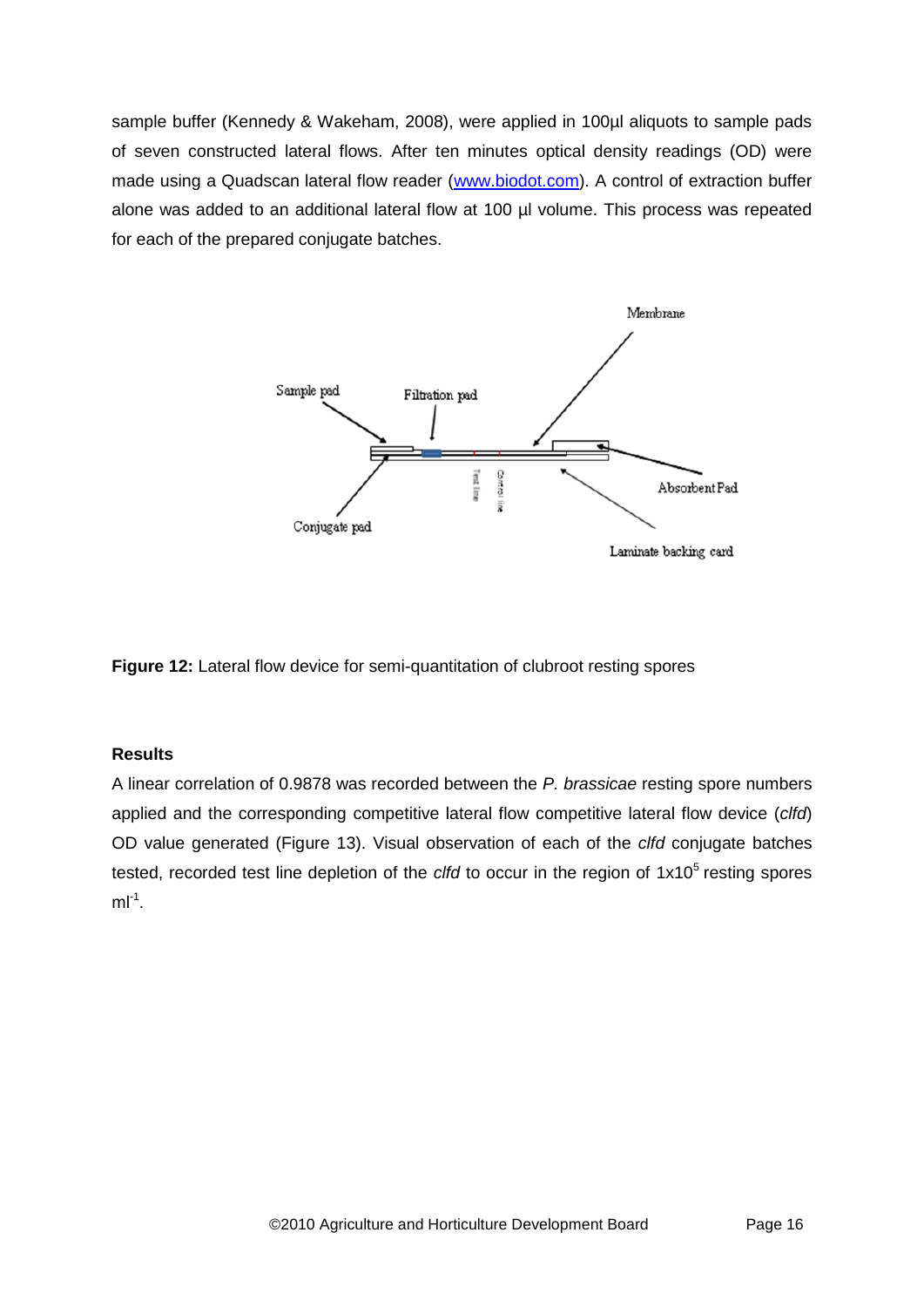sample buffer (Kennedy & Wakeham, 2008), were applied in 100µl aliquots to sample pads of seven constructed lateral flows. After ten minutes optical density readings (OD) were made using a Quadscan lateral flow reader (www.biodot.com). A control of extraction buffer alone was added to an additional lateral flow at 100 µl volume. This process was repeated for each of the prepared conjugate batches.

**Figure 12:** Lateral flow device for semi-quantitation of clubroot resting spores

**Results**

A linear correlation of 0.9878 was recorded between the *P. brassicae* resting spore numbers applied and the corresponding competitive lateral flow competitive lateral flow device (*clfd*) OD value generated (Figure 13). Visual observation of each of the *clfd* conjugate batches tested, recorded test line depletion of the *clfd* to occur in the region of $1x10^5$ resting spores $ml^{-1}$.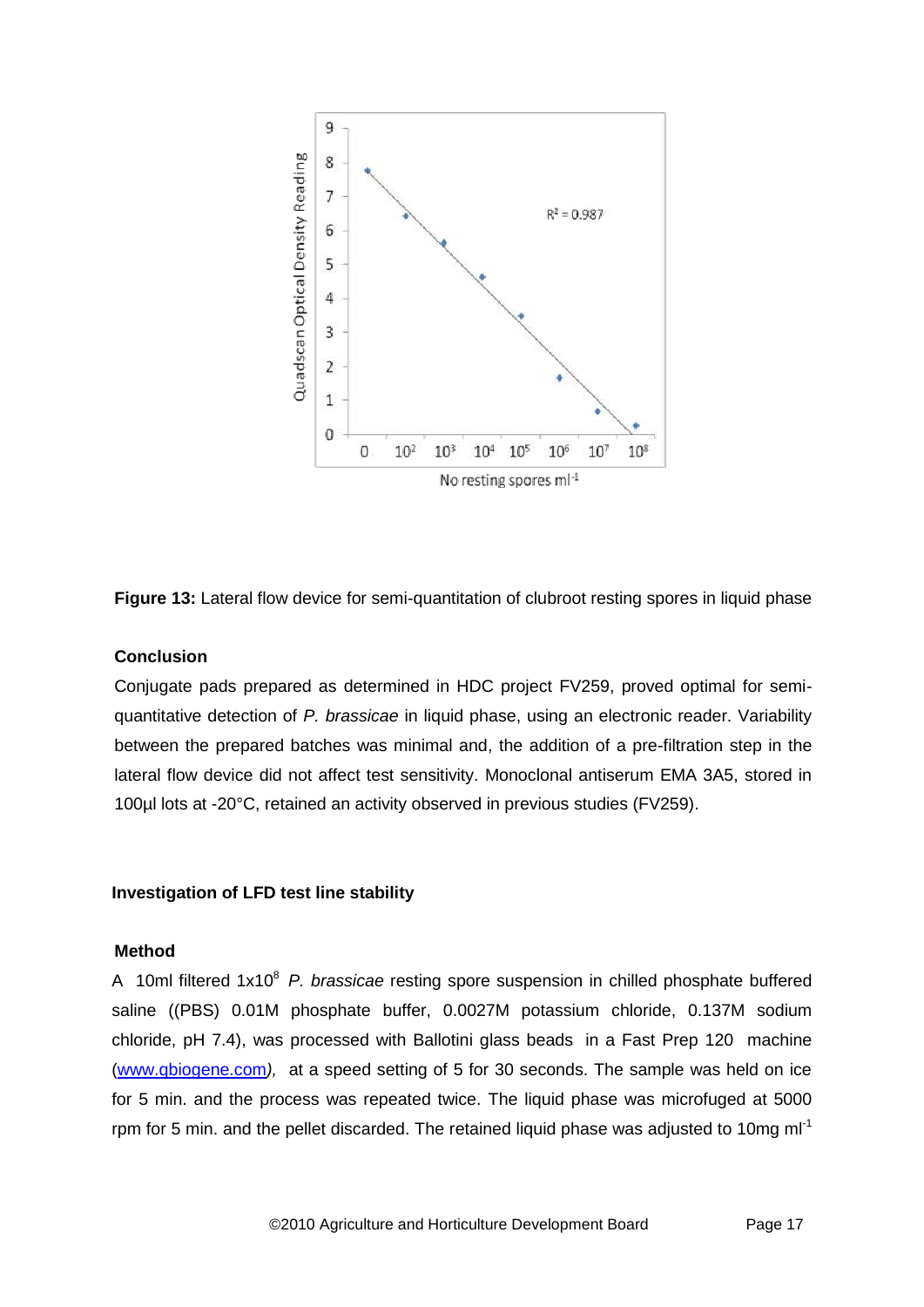**Figure 13:** Lateral flow device for semi-quantitation of clubroot resting spores in liquid phase

**Conclusion**

Conjugate pads prepared as determined in HDC project FV259, proved optimal for semi-quantitative detection of *P. brassicae* in liquid phase, using an electronic reader. Variability between the prepared batches was minimal and, the addition of a pre-filtration step in the lateral flow device did not affect test sensitivity. Monoclonal antiserum EMA 3A5, stored in 100µl lots at -20°C, retained an activity observed in previous studies (FV259).

**Investigation of LFD test line stability**

**Method**

A 10ml filtered $1x10^8$ *P. brassicae* resting spore suspension in chilled phosphate buffered saline ((PBS) 0.01M phosphate buffer, 0.0027M potassium chloride, 0.137M sodium chloride, pH 7.4), was processed with Ballotini glass beads in a Fast Prep 120 machine (www.qbiogene.com*)*, at a speed setting of 5 for 30 seconds. The sample was held on ice for 5 min. and the process was repeated twice. The liquid phase was microfuged at 5000 rpm for 5 min. and the pellet discarded. The retained liquid phase was adjusted to 10mg $ml^{-1}$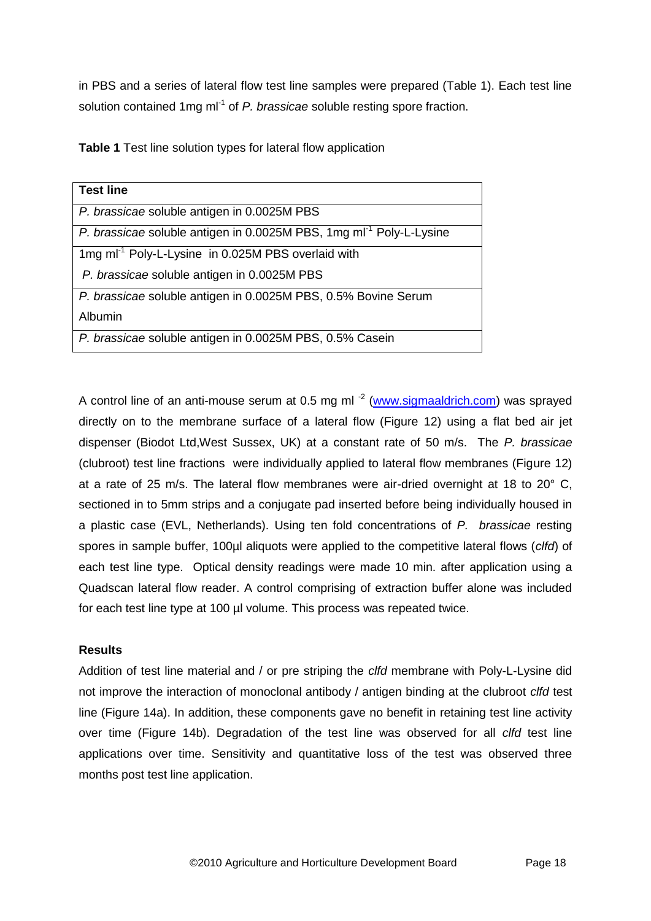in PBS and a series of lateral flow test line samples were prepared (Table 1). Each test line solution contained 1mg $ml^{-1}$ of *P. brassicae* soluble resting spore fraction.

**Table 1** Test line solution types for lateral flow application

| Test line |
|---|
| *P. brassicae* soluble antigen in 0.0025M PBS |
| *P. brassicae* soluble antigen in 0.0025M PBS, 1mg $ml^{-1}$ Poly-L-Lysine |
| 1mg $ml^{-1}$ Poly-L-Lysine in 0.025M PBS overlaid with *P. brassicae* soluble antigen in 0.0025M PBS |
| *P. brassicae* soluble antigen in 0.0025M PBS, 0.5% Bovine Serum Albumin |
| *P. brassicae* soluble antigen in 0.0025M PBS, 0.5% Casein |

A control line of an anti-mouse serum at 0.5 mg $ml^{-2}$ (www.sigmaaldrich.com) was sprayed directly on to the membrane surface of a lateral flow (Figure 12) using a flat bed air jet dispenser (Biodot Ltd,West Sussex, UK) at a constant rate of 50 m/s. The *P. brassicae* (clubroot) test line fractions were individually applied to lateral flow membranes (Figure 12) at a rate of 25 m/s. The lateral flow membranes were air-dried overnight at 18 to 20° C, sectioned in to 5mm strips and a conjugate pad inserted before being individually housed in a plastic case (EVL, Netherlands). Using ten fold concentrations of *P. brassicae* resting spores in sample buffer, 100µl aliquots were applied to the competitive lateral flows (*clfd*) of each test line type. Optical density readings were made 10 min. after application using a Quadscan lateral flow reader. A control comprising of extraction buffer alone was included for each test line type at 100 µl volume. This process was repeated twice.

**Results**

Addition of test line material and / or pre striping the *clfd* membrane with Poly-L-Lysine did not improve the interaction of monoclonal antibody / antigen binding at the clubroot *clfd* test line (Figure 14a). In addition, these components gave no benefit in retaining test line activity over time (Figure 14b). Degradation of the test line was observed for all *clfd* test line applications over time. Sensitivity and quantitative loss of the test was observed three months post test line application.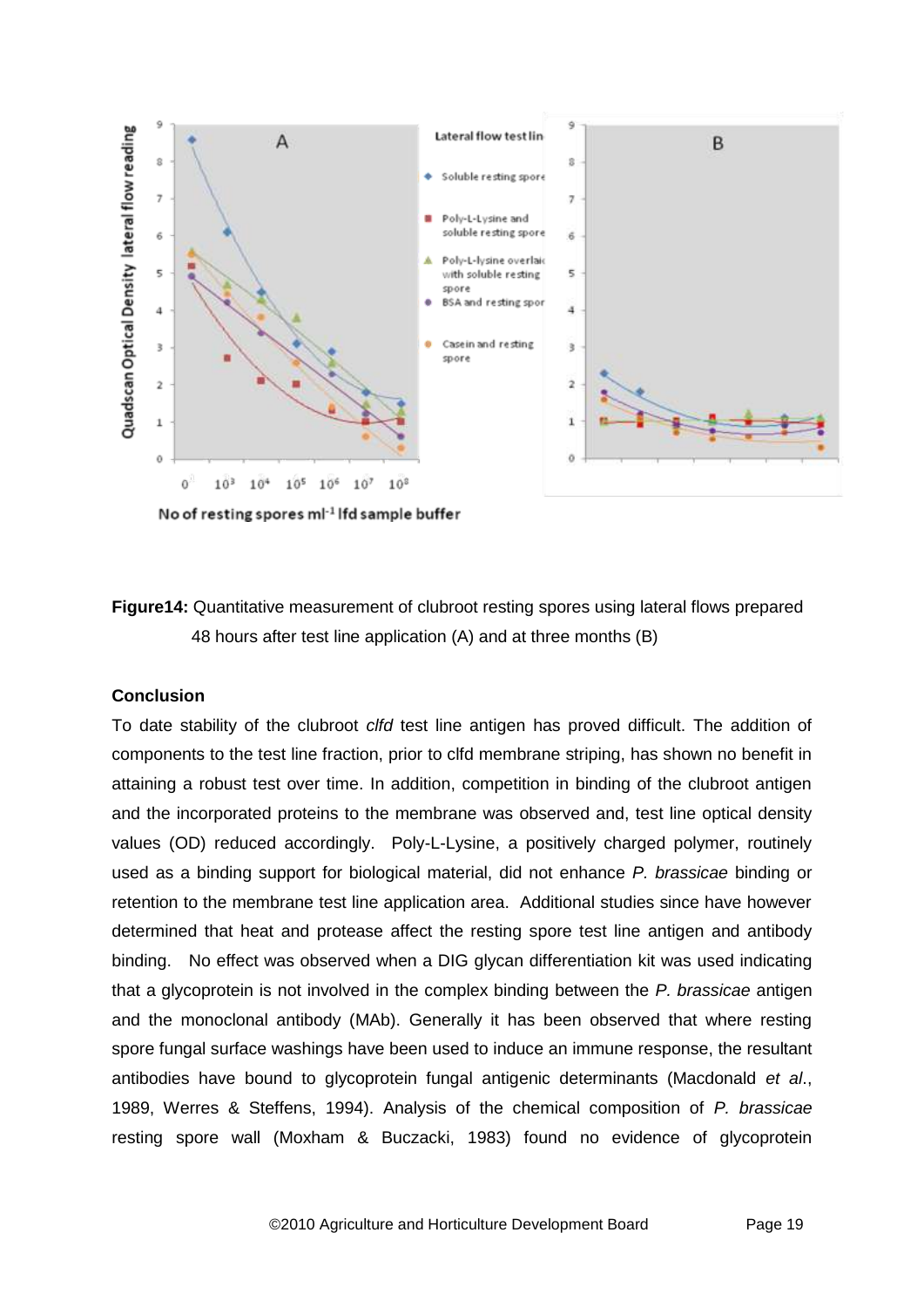**Figure14:** Quantitative measurement of clubroot resting spores using lateral flows prepared 48 hours after test line application (A) and at three months (B)

**Conclusion**

To date stability of the clubroot *clfd* test line antigen has proved difficult. The addition of components to the test line fraction, prior to clfd membrane striping, has shown no benefit in attaining a robust test over time. In addition, competition in binding of the clubroot antigen and the incorporated proteins to the membrane was observed and, test line optical density values (OD) reduced accordingly. Poly-L-Lysine, a positively charged polymer, routinely used as a binding support for biological material, did not enhance *P. brassicae* binding or retention to the membrane test line application area. Additional studies since have however determined that heat and protease affect the resting spore test line antigen and antibody binding. No effect was observed when a DIG glycan differentiation kit was used indicating that a glycoprotein is not involved in the complex binding between the *P. brassicae* antigen and the monoclonal antibody (MAb). Generally it has been observed that where resting spore fungal surface washings have been used to induce an immune response, the resultant antibodies have bound to glycoprotein fungal antigenic determinants (Macdonald *et al*., 1989, Werres & Steffens, 1994). Analysis of the chemical composition of *P. brassicae* resting spore wall (Moxham & Buczacki, 1983) found no evidence of glycoprotein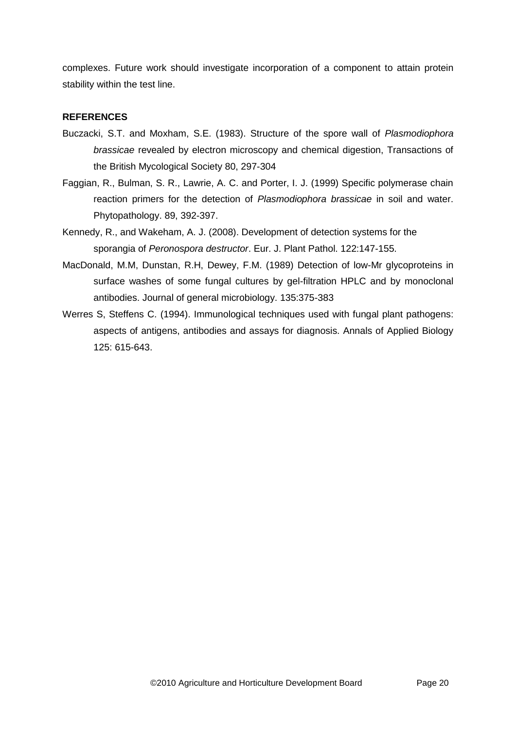complexes. Future work should investigate incorporation of a component to attain protein stability within the test line.

**REFERENCES**

Buczacki, S.T. and Moxham, S.E. (1983). Structure of the spore wall of *Plasmodiophora brassicae* revealed by electron microscopy and chemical digestion, Transactions of the British Mycological Society 80, 297-304

Faggian, R., Bulman, S. R., Lawrie, A. C. and Porter, I. J. (1999) Specific polymerase chain reaction primers for the detection of *Plasmodiophora brassicae* in soil and water. Phytopathology. 89, 392-397.

Kennedy, R., and Wakeham, A. J. (2008). Development of detection systems for the sporangia of *Peronospora destructor*. Eur. J. Plant Pathol. 122:147-155.

MacDonald, M.M, Dunstan, R.H, Dewey, F.M. (1989) Detection of low-Mr glycoproteins in surface washes of some fungal cultures by gel-filtration HPLC and by monoclonal antibodies. Journal of general microbiology. 135:375-383

Werres S, Steffens C. (1994). Immunological techniques used with fungal plant pathogens: aspects of antigens, antibodies and assays for diagnosis. Annals of Applied Biology 125: 615-643.